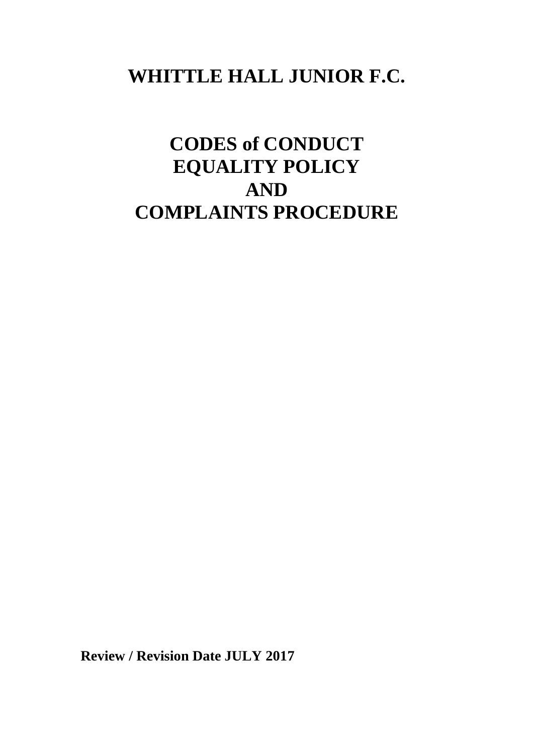# WHITTLE HALL JUNIOR F.C.

## CODES of CONDUCT
## EQUALITY POLICY
## AND
## COMPLAINTS PROCEDURE

**Review / Revision Date JULY 2017**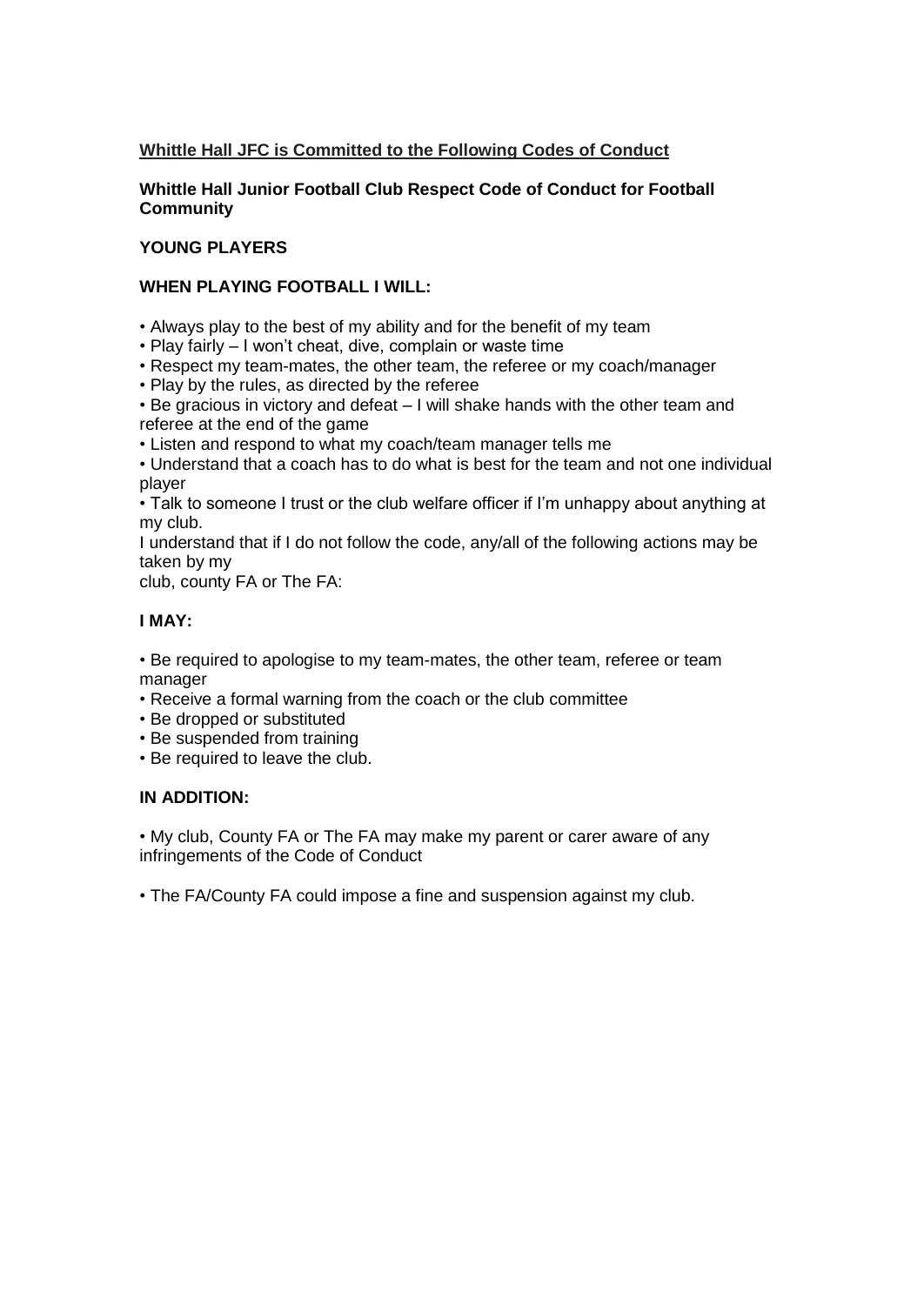**Whittle Hall JFC is Committed to the Following Codes of Conduct**

**Whittle Hall Junior Football Club Respect Code of Conduct for Football Community**

**YOUNG PLAYERS**

**WHEN PLAYING FOOTBALL I WILL:**

• Always play to the best of my ability and for the benefit of my team
• Play fairly – I won't cheat, dive, complain or waste time
• Respect my team-mates, the other team, the referee or my coach/manager
• Play by the rules, as directed by the referee
• Be gracious in victory and defeat – I will shake hands with the other team and referee at the end of the game
• Listen and respond to what my coach/team manager tells me
• Understand that a coach has to do what is best for the team and not one individual player
• Talk to someone I trust or the club welfare officer if I'm unhappy about anything at my club.

I understand that if I do not follow the code, any/all of the following actions may be taken by my club, county FA or The FA:

**I MAY:**

• Be required to apologise to my team-mates, the other team, referee or team manager
• Receive a formal warning from the coach or the club committee
• Be dropped or substituted
• Be suspended from training
• Be required to leave the club.

**IN ADDITION:**

• My club, County FA or The FA may make my parent or carer aware of any infringements of the Code of Conduct

• The FA/County FA could impose a fine and suspension against my club.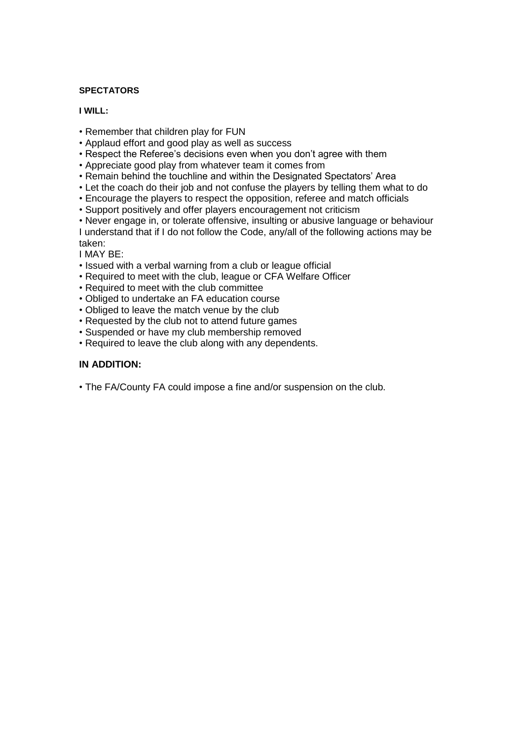**SPECTATORS**

**I WILL:**

- Remember that children play for FUN
- Applaud effort and good play as well as success
- Respect the Referee's decisions even when you don't agree with them
- Appreciate good play from whatever team it comes from
- Remain behind the touchline and within the Designated Spectators' Area
- Let the coach do their job and not confuse the players by telling them what to do
- Encourage the players to respect the opposition, referee and match officials
- Support positively and offer players encouragement not criticism
- Never engage in, or tolerate offensive, insulting or abusive language or behaviour

I understand that if I do not follow the Code, any/all of the following actions may be taken:

I MAY BE:

- Issued with a verbal warning from a club or league official
- Required to meet with the club, league or CFA Welfare Officer
- Required to meet with the club committee
- Obliged to undertake an FA education course
- Obliged to leave the match venue by the club
- Requested by the club not to attend future games
- Suspended or have my club membership removed
- Required to leave the club along with any dependents.

**IN ADDITION:**

- The FA/County FA could impose a fine and/or suspension on the club.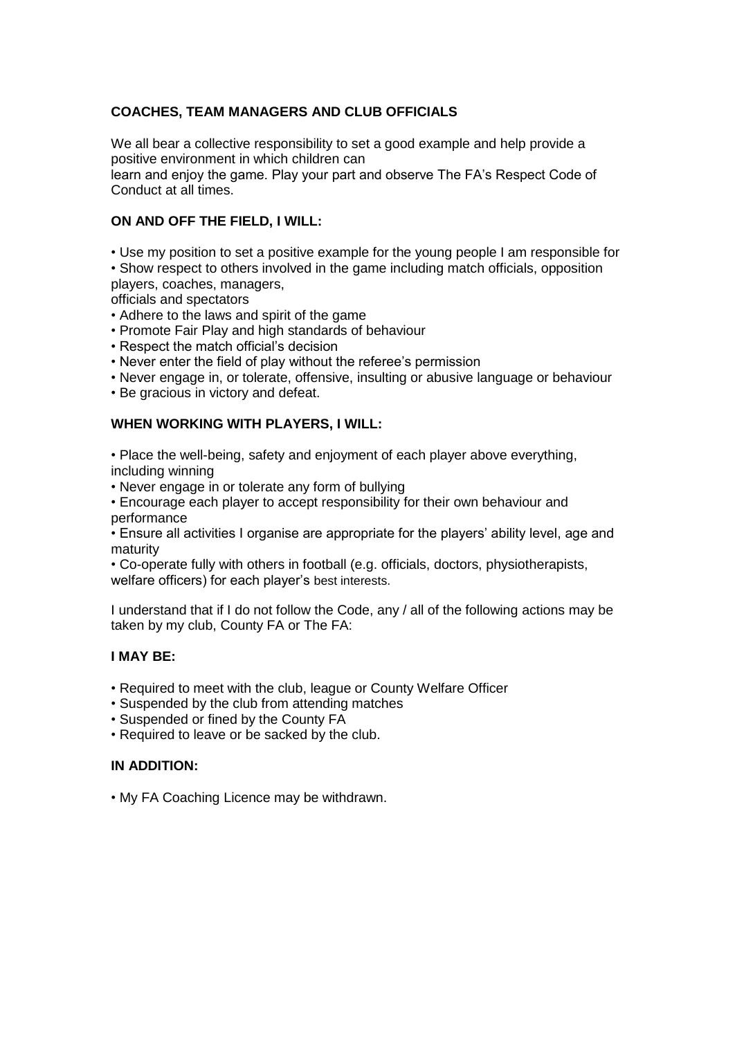**COACHES, TEAM MANAGERS AND CLUB OFFICIALS**

We all bear a collective responsibility to set a good example and help provide a positive environment in which children can learn and enjoy the game. Play your part and observe The FA's Respect Code of Conduct at all times.

**ON AND OFF THE FIELD, I WILL:**

- Use my position to set a positive example for the young people I am responsible for
- Show respect to others involved in the game including match officials, opposition players, coaches, managers, officials and spectators
- Adhere to the laws and spirit of the game
- Promote Fair Play and high standards of behaviour
- Respect the match official's decision
- Never enter the field of play without the referee's permission
- Never engage in, or tolerate, offensive, insulting or abusive language or behaviour
- Be gracious in victory and defeat.

**WHEN WORKING WITH PLAYERS, I WILL:**

- Place the well-being, safety and enjoyment of each player above everything, including winning
- Never engage in or tolerate any form of bullying
- Encourage each player to accept responsibility for their own behaviour and performance
- Ensure all activities I organise are appropriate for the players' ability level, age and maturity
- Co-operate fully with others in football (e.g. officials, doctors, physiotherapists, welfare officers) for each player's best interests.

I understand that if I do not follow the Code, any / all of the following actions may be taken by my club, County FA or The FA:

**I MAY BE:**

- Required to meet with the club, league or County Welfare Officer
- Suspended by the club from attending matches
- Suspended or fined by the County FA
- Required to leave or be sacked by the club.

**IN ADDITION:**

- My FA Coaching Licence may be withdrawn.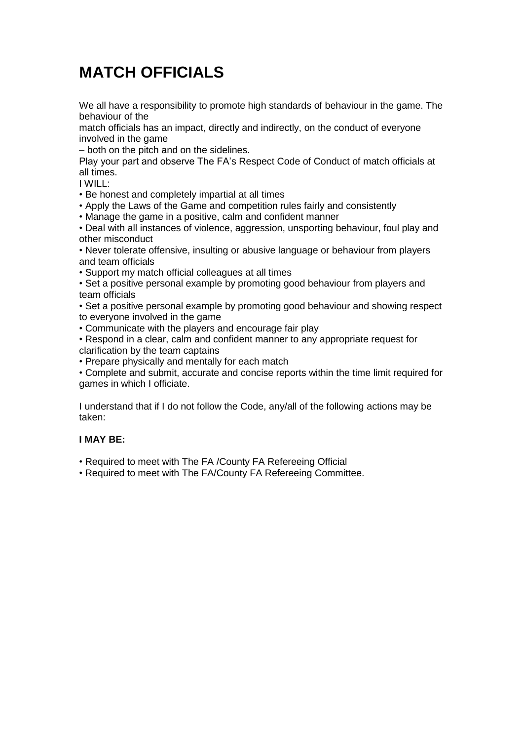# MATCH OFFICIALS

We all have a responsibility to promote high standards of behaviour in the game. The behaviour of the match officials has an impact, directly and indirectly, on the conduct of everyone involved in the game – both on the pitch and on the sidelines.

Play your part and observe The FA's Respect Code of Conduct of match officials at all times.

I WILL:

- Be honest and completely impartial at all times
- Apply the Laws of the Game and competition rules fairly and consistently
- Manage the game in a positive, calm and confident manner
- Deal with all instances of violence, aggression, unsporting behaviour, foul play and other misconduct
- Never tolerate offensive, insulting or abusive language or behaviour from players and team officials
- Support my match official colleagues at all times
- Set a positive personal example by promoting good behaviour from players and team officials
- Set a positive personal example by promoting good behaviour and showing respect to everyone involved in the game
- Communicate with the players and encourage fair play
- Respond in a clear, calm and confident manner to any appropriate request for clarification by the team captains
- Prepare physically and mentally for each match
- Complete and submit, accurate and concise reports within the time limit required for games in which I officiate.

I understand that if I do not follow the Code, any/all of the following actions may be taken:

**I MAY BE:**

- Required to meet with The FA /County FA Refereeing Official
- Required to meet with The FA/County FA Refereeing Committee.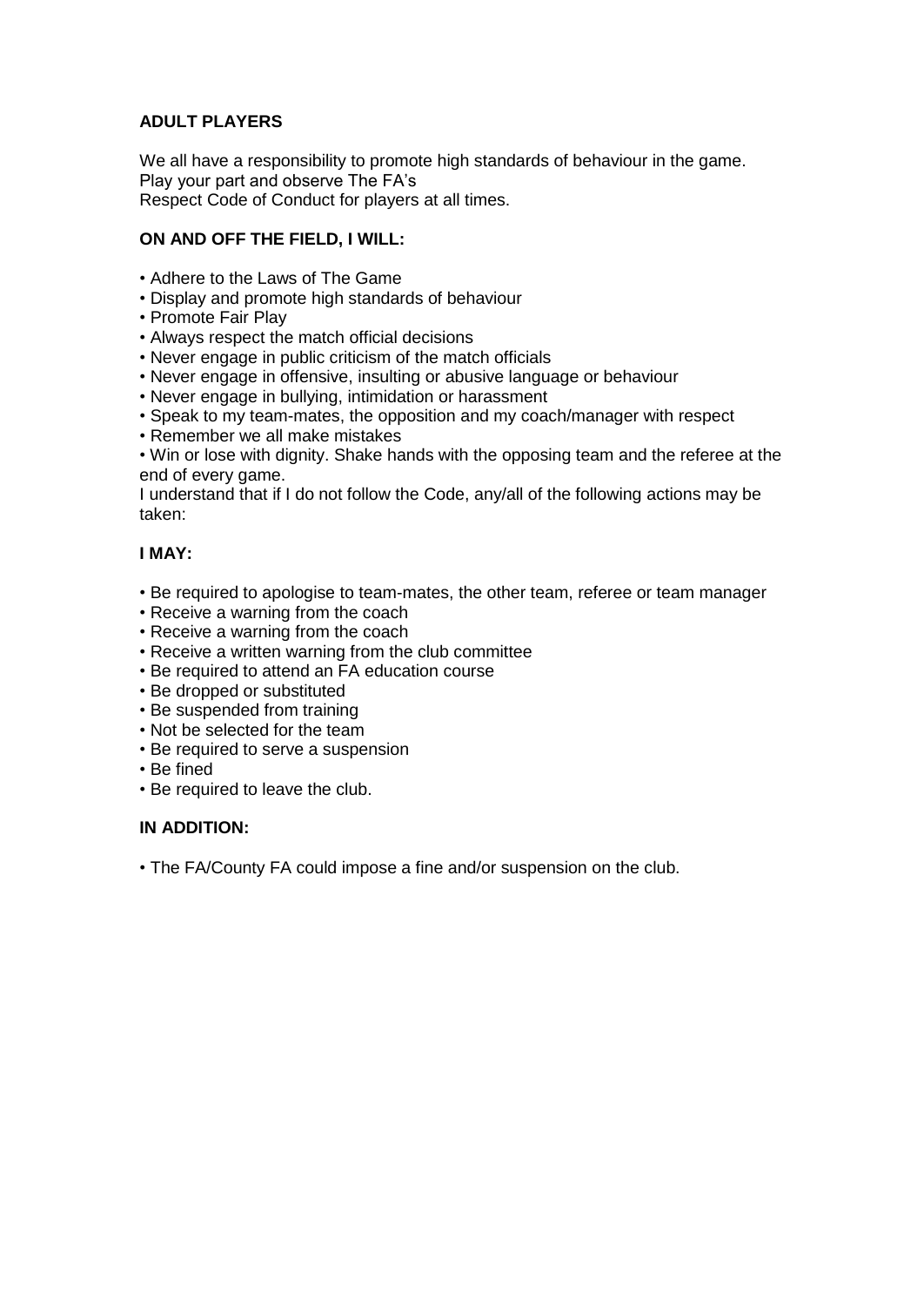**ADULT PLAYERS**

We all have a responsibility to promote high standards of behaviour in the game.
Play your part and observe The FA's
Respect Code of Conduct for players at all times.

**ON AND OFF THE FIELD, I WILL:**

- Adhere to the Laws of The Game
- Display and promote high standards of behaviour
- Promote Fair Play
- Always respect the match official decisions
- Never engage in public criticism of the match officials
- Never engage in offensive, insulting or abusive language or behaviour
- Never engage in bullying, intimidation or harassment
- Speak to my team-mates, the opposition and my coach/manager with respect
- Remember we all make mistakes
- Win or lose with dignity. Shake hands with the opposing team and the referee at the end of every game.

I understand that if I do not follow the Code, any/all of the following actions may be taken:

**I MAY:**

- Be required to apologise to team-mates, the other team, referee or team manager
- Receive a warning from the coach
- Receive a warning from the coach
- Receive a written warning from the club committee
- Be required to attend an FA education course
- Be dropped or substituted
- Be suspended from training
- Not be selected for the team
- Be required to serve a suspension
- Be fined
- Be required to leave the club.

**IN ADDITION:**

- The FA/County FA could impose a fine and/or suspension on the club.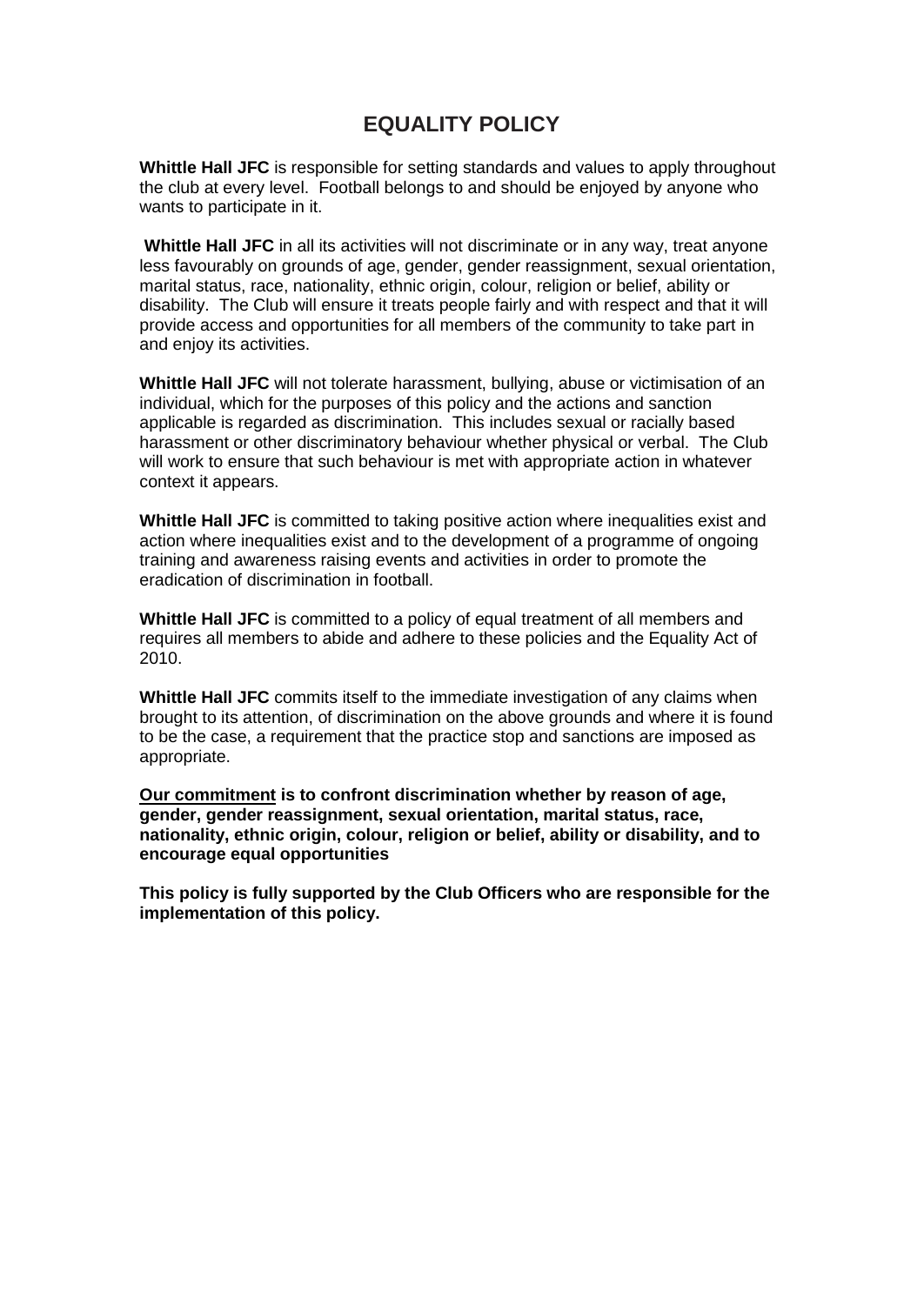# EQUALITY POLICY

**Whittle Hall JFC** is responsible for setting standards and values to apply throughout the club at every level. Football belongs to and should be enjoyed by anyone who wants to participate in it.

**Whittle Hall JFC** in all its activities will not discriminate or in any way, treat anyone less favourably on grounds of age, gender, gender reassignment, sexual orientation, marital status, race, nationality, ethnic origin, colour, religion or belief, ability or disability. The Club will ensure it treats people fairly and with respect and that it will provide access and opportunities for all members of the community to take part in and enjoy its activities.

**Whittle Hall JFC** will not tolerate harassment, bullying, abuse or victimisation of an individual, which for the purposes of this policy and the actions and sanction applicable is regarded as discrimination. This includes sexual or racially based harassment or other discriminatory behaviour whether physical or verbal. The Club will work to ensure that such behaviour is met with appropriate action in whatever context it appears.

**Whittle Hall JFC** is committed to taking positive action where inequalities exist and action where inequalities exist and to the development of a programme of ongoing training and awareness raising events and activities in order to promote the eradication of discrimination in football.

**Whittle Hall JFC** is committed to a policy of equal treatment of all members and requires all members to abide and adhere to these policies and the Equality Act of 2010.

**Whittle Hall JFC** commits itself to the immediate investigation of any claims when brought to its attention, of discrimination on the above grounds and where it is found to be the case, a requirement that the practice stop and sanctions are imposed as appropriate.

**<u>Our commitment</u> is to confront discrimination whether by reason of age, gender, gender reassignment, sexual orientation, marital status, race, nationality, ethnic origin, colour, religion or belief, ability or disability, and to encourage equal opportunities**

**This policy is fully supported by the Club Officers who are responsible for the implementation of this policy.**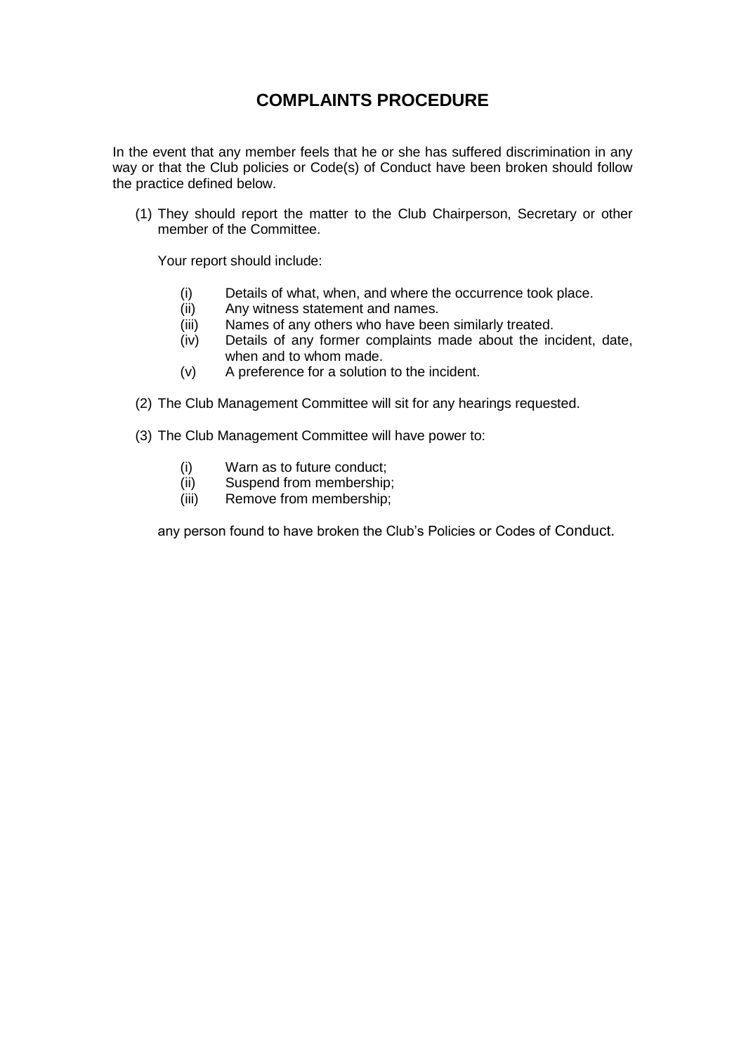# COMPLAINTS PROCEDURE

In the event that any member feels that he or she has suffered discrimination in any way or that the Club policies or Code(s) of Conduct have been broken should follow the practice defined below.

(1) They should report the matter to the Club Chairperson, Secretary or other member of the Committee.

    Your report should include:

    (i) Details of what, when, and where the occurrence took place.
    (ii) Any witness statement and names.
    (iii) Names of any others who have been similarly treated.
    (iv) Details of any former complaints made about the incident, date, when and to whom made.
    (v) A preference for a solution to the incident.

(2) The Club Management Committee will sit for any hearings requested.

(3) The Club Management Committee will have power to:

    (i) Warn as to future conduct;
    (ii) Suspend from membership;
    (iii) Remove from membership;

    any person found to have broken the Club's Policies or Codes of Conduct.